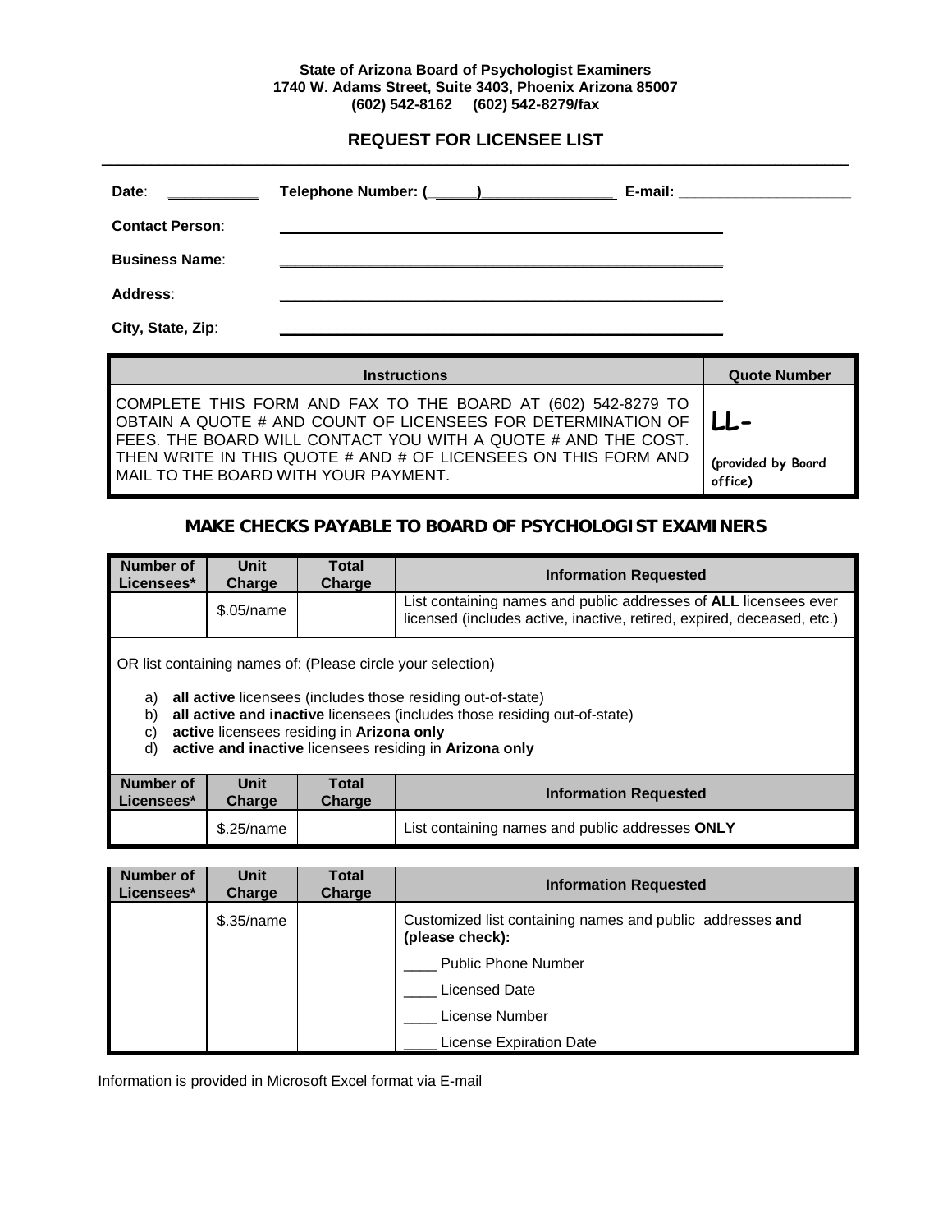**State of Arizona Board of Psychologist Examiners**
**1740 W. Adams Street, Suite 3403, Phoenix Arizona 85007**
**(602) 542-8162 (602) 542-8279/fax**

## REQUEST FOR LICENSEE LIST

**Date**: ___________ **Telephone Number: (_____)________________** **E-mail:** _____________________

**Contact Person**: ____________________________________________________

**Business Name**: ____________________________________________________

**Address**: ____________________________________________________

**City, State, Zip**: ____________________________________________________

| Instructions | Quote Number |
|---|---|
| COMPLETE THIS FORM AND FAX TO THE BOARD AT (602) 542-8279 TO OBTAIN A QUOTE # AND COUNT OF LICENSEES FOR DETERMINATION OF FEES. THE BOARD WILL CONTACT YOU WITH A QUOTE # AND THE COST. THEN WRITE IN THIS QUOTE # AND # OF LICENSEES ON THIS FORM AND MAIL TO THE BOARD WITH YOUR PAYMENT. | **LL-** (provided by Board office) |

### MAKE CHECKS PAYABLE TO BOARD OF PSYCHOLOGIST EXAMINERS

| Number of Licensees* | Unit Charge | Total Charge | Information Requested |
|---|---|---|---|
| | $.05/name | | List containing names and public addresses of **ALL** licensees ever licensed (includes active, inactive, retired, expired, deceased, etc.) |

OR list containing names of: (Please circle your selection)

a) **all active** licensees (includes those residing out-of-state)
b) **all active and inactive** licensees (includes those residing out-of-state)
c) **active** licensees residing in **Arizona only**
d) **active and inactive** licensees residing in **Arizona only**

| Number of Licensees* | Unit Charge | Total Charge | Information Requested |
|---|---|---|---|
| | $.25/name | | List containing names and public addresses **ONLY** |

| Number of Licensees* | Unit Charge | Total Charge | Information Requested |
|---|---|---|---|
| | $.35/name | | Customized list containing names and public addresses **and (please check):** |
| | | | ____ Public Phone Number |
| | | | ____ Licensed Date |
| | | | ____ License Number |
| | | | ____ License Expiration Date |

Information is provided in Microsoft Excel format via E-mail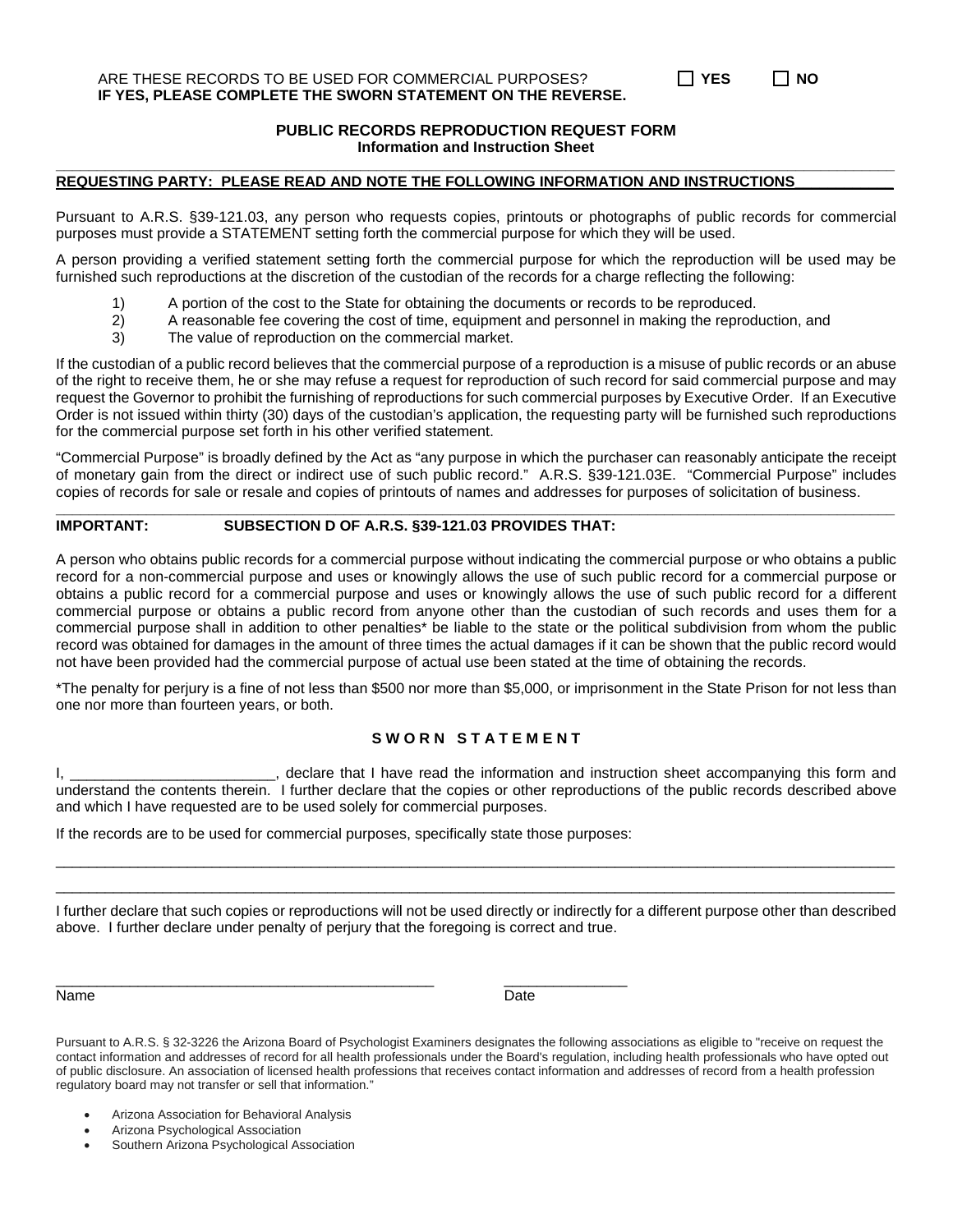ARE THESE RECORDS TO BE USED FOR COMMERCIAL PURPOSES? ☐ **YES** ☐ **NO**
**IF YES, PLEASE COMPLETE THE SWORN STATEMENT ON THE REVERSE.**

## PUBLIC RECORDS REPRODUCTION REQUEST FORM

**Information and Instruction Sheet**

**REQUESTING PARTY: PLEASE READ AND NOTE THE FOLLOWING INFORMATION AND INSTRUCTIONS**

Pursuant to A.R.S. §39-121.03, any person who requests copies, printouts or photographs of public records for commercial purposes must provide a STATEMENT setting forth the commercial purpose for which they will be used.

A person providing a verified statement setting forth the commercial purpose for which the reproduction will be used may be furnished such reproductions at the discretion of the custodian of the records for a charge reflecting the following:

1) A portion of the cost to the State for obtaining the documents or records to be reproduced.
2) A reasonable fee covering the cost of time, equipment and personnel in making the reproduction, and
3) The value of reproduction on the commercial market.

If the custodian of a public record believes that the commercial purpose of a reproduction is a misuse of public records or an abuse of the right to receive them, he or she may refuse a request for reproduction of such record for said commercial purpose and may request the Governor to prohibit the furnishing of reproductions for such commercial purposes by Executive Order. If an Executive Order is not issued within thirty (30) days of the custodian's application, the requesting party will be furnished such reproductions for the commercial purpose set forth in his other verified statement.

"Commercial Purpose" is broadly defined by the Act as "any purpose in which the purchaser can reasonably anticipate the receipt of monetary gain from the direct or indirect use of such public record." A.R.S. §39-121.03E. "Commercial Purpose" includes copies of records for sale or resale and copies of printouts of names and addresses for purposes of solicitation of business.

**IMPORTANT: SUBSECTION D OF A.R.S. §39-121.03 PROVIDES THAT:**

A person who obtains public records for a commercial purpose without indicating the commercial purpose or who obtains a public record for a non-commercial purpose and uses or knowingly allows the use of such public record for a commercial purpose or obtains a public record for a commercial purpose and uses or knowingly allows the use of such public record for a different commercial purpose or obtains a public record from anyone other than the custodian of such records and uses them for a commercial purpose shall in addition to other penalties* be liable to the state or the political subdivision from whom the public record was obtained for damages in the amount of three times the actual damages if it can be shown that the public record would not have been provided had the commercial purpose of actual use been stated at the time of obtaining the records.

*The penalty for perjury is a fine of not less than $500 nor more than $5,000, or imprisonment in the State Prison for not less than one nor more than fourteen years, or both.

## SWORN STATEMENT

I, ________________________, declare that I have read the information and instruction sheet accompanying this form and understand the contents therein. I further declare that the copies or other reproductions of the public records described above and which I have requested are to be used solely for commercial purposes.

If the records are to be used for commercial purposes, specifically state those purposes:

______________________________________________________________________________

______________________________________________________________________________

I further declare that such copies or reproductions will not be used directly or indirectly for a different purpose other than described above. I further declare under penalty of perjury that the foregoing is correct and true.

______________________________________________ ______________
Name Date

Pursuant to A.R.S. § 32-3226 the Arizona Board of Psychologist Examiners designates the following associations as eligible to "receive on request the contact information and addresses of record for all health professionals under the Board's regulation, including health professionals who have opted out of public disclosure. An association of licensed health professions that receives contact information and addresses of record from a health profession regulatory board may not transfer or sell that information."

- Arizona Association for Behavioral Analysis
- Arizona Psychological Association
- Southern Arizona Psychological Association